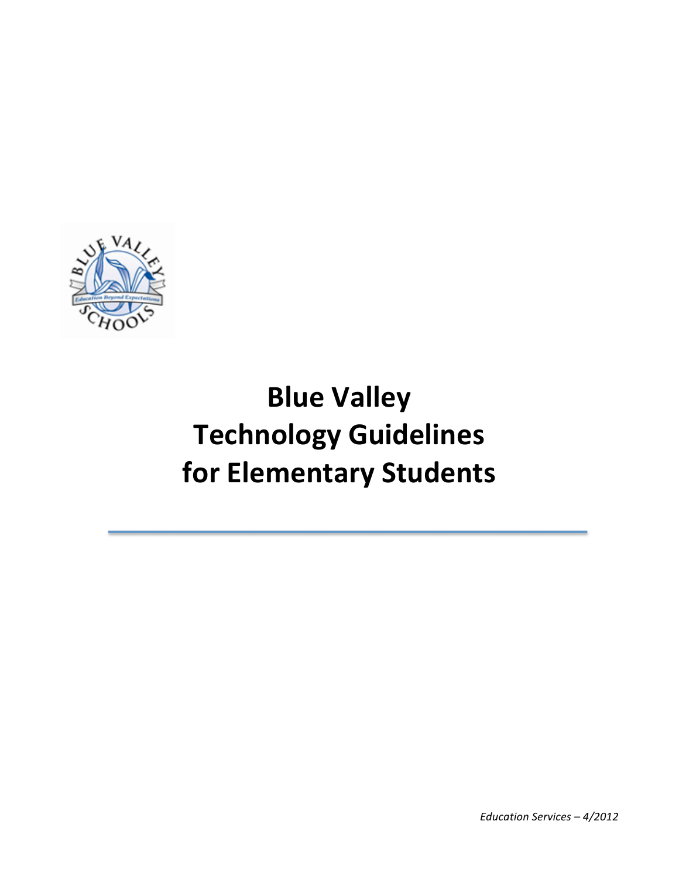# Blue Valley Technology Guidelines for Elementary Students

*Education Services – 4/2012*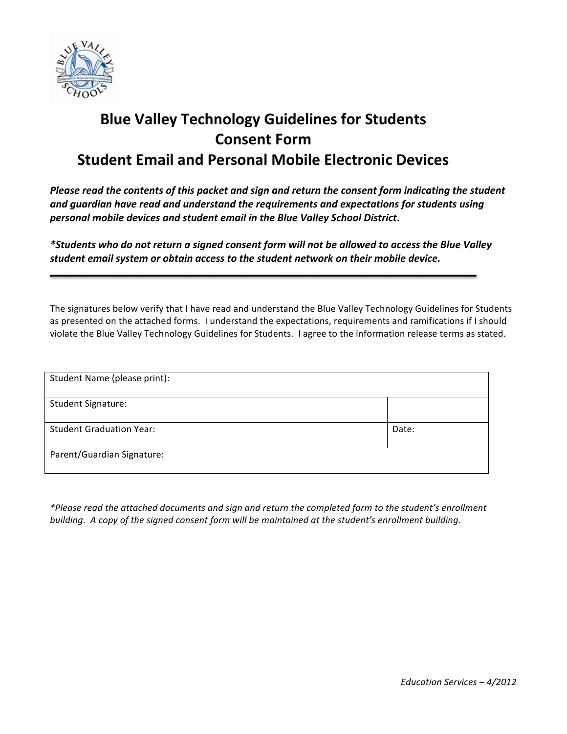# Blue Valley Technology Guidelines for Students
# Consent Form
# Student Email and Personal Mobile Electronic Devices

***Please read the contents of this packet and sign and return the consent form indicating the student and guardian have read and understand the requirements and expectations for students using personal mobile devices and student email in the Blue Valley School District.***

***\*Students who do not return a signed consent form will not be allowed to access the Blue Valley student email system or obtain access to the student network on their mobile device.***

---

The signatures below verify that I have read and understand the Blue Valley Technology Guidelines for Students as presented on the attached forms. I understand the expectations, requirements and ramifications if I should violate the Blue Valley Technology Guidelines for Students. I agree to the information release terms as stated.

| Student Name (please print): | |
|---|---|
| Student Signature: | |
| Student Graduation Year: | Date: |
| Parent/Guardian Signature: | |

*\*Please read the attached documents and sign and return the completed form to the student's enrollment building. A copy of the signed consent form will be maintained at the student's enrollment building.*

*Education Services – 4/2012*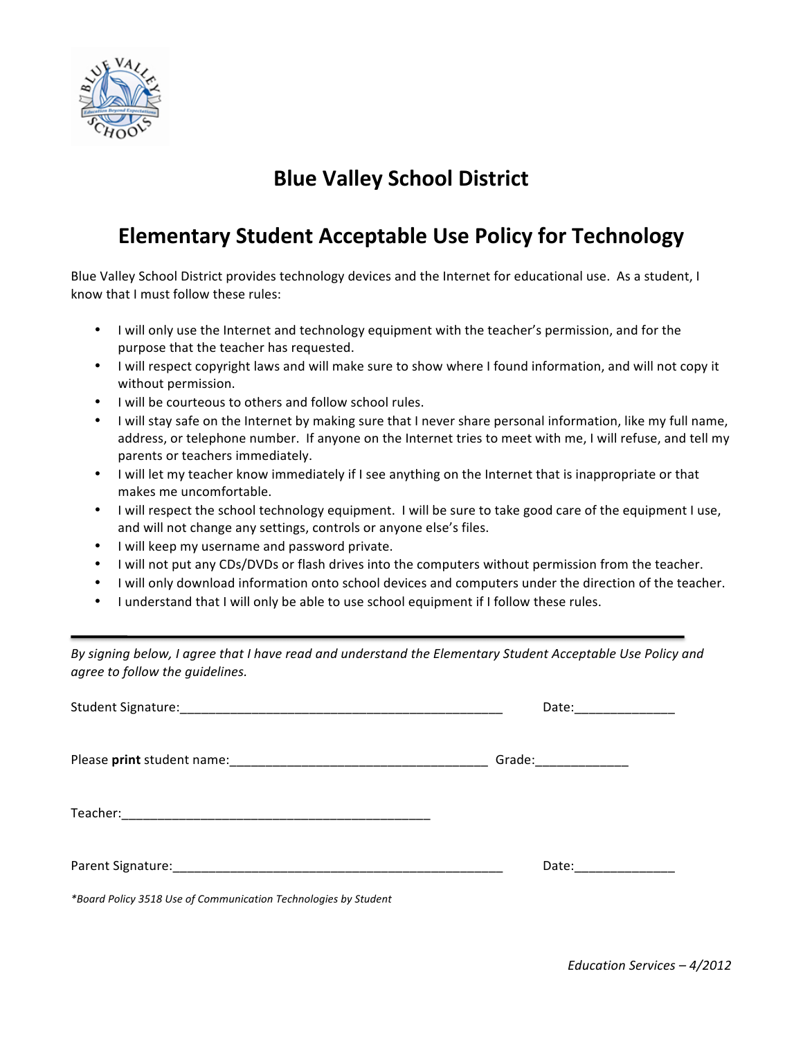# Blue Valley School District

## Elementary Student Acceptable Use Policy for Technology

Blue Valley School District provides technology devices and the Internet for educational use. As a student, I know that I must follow these rules:

- I will only use the Internet and technology equipment with the teacher's permission, and for the purpose that the teacher has requested.
- I will respect copyright laws and will make sure to show where I found information, and will not copy it without permission.
- I will be courteous to others and follow school rules.
- I will stay safe on the Internet by making sure that I never share personal information, like my full name, address, or telephone number. If anyone on the Internet tries to meet with me, I will refuse, and tell my parents or teachers immediately.
- I will let my teacher know immediately if I see anything on the Internet that is inappropriate or that makes me uncomfortable.
- I will respect the school technology equipment. I will be sure to take good care of the equipment I use, and will not change any settings, controls or anyone else's files.
- I will keep my username and password private.
- I will not put any CDs/DVDs or flash drives into the computers without permission from the teacher.
- I will only download information onto school devices and computers under the direction of the teacher.
- I understand that I will only be able to use school equipment if I follow these rules.

---

*By signing below, I agree that I have read and understand the Elementary Student Acceptable Use Policy and agree to follow the guidelines.*

Student Signature:_____________________________________________ Date:_____________

Please **print** student name:____________________________________ Grade:____________

Teacher:___________________________________________

Parent Signature:______________________________________________ Date:_____________

*\*Board Policy 3518 Use of Communication Technologies by Student*

*Education Services – 4/2012*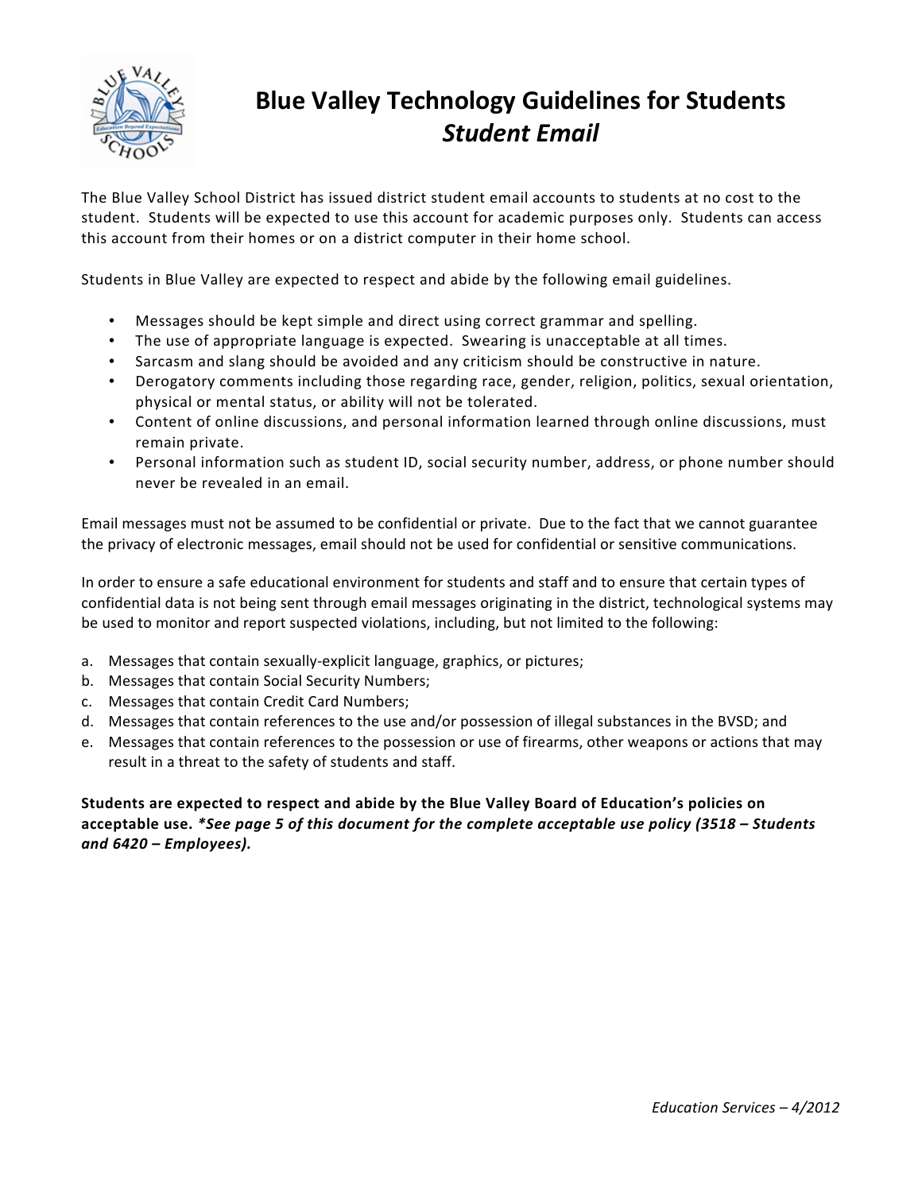# Blue Valley Technology Guidelines for Students
## *Student Email*

The Blue Valley School District has issued district student email accounts to students at no cost to the student. Students will be expected to use this account for academic purposes only. Students can access this account from their homes or on a district computer in their home school.

Students in Blue Valley are expected to respect and abide by the following email guidelines.

- Messages should be kept simple and direct using correct grammar and spelling.
- The use of appropriate language is expected. Swearing is unacceptable at all times.
- Sarcasm and slang should be avoided and any criticism should be constructive in nature.
- Derogatory comments including those regarding race, gender, religion, politics, sexual orientation, physical or mental status, or ability will not be tolerated.
- Content of online discussions, and personal information learned through online discussions, must remain private.
- Personal information such as student ID, social security number, address, or phone number should never be revealed in an email.

Email messages must not be assumed to be confidential or private. Due to the fact that we cannot guarantee the privacy of electronic messages, email should not be used for confidential or sensitive communications.

In order to ensure a safe educational environment for students and staff and to ensure that certain types of confidential data is not being sent through email messages originating in the district, technological systems may be used to monitor and report suspected violations, including, but not limited to the following:

a. Messages that contain sexually-explicit language, graphics, or pictures;
b. Messages that contain Social Security Numbers;
c. Messages that contain Credit Card Numbers;
d. Messages that contain references to the use and/or possession of illegal substances in the BVSD; and
e. Messages that contain references to the possession or use of firearms, other weapons or actions that may result in a threat to the safety of students and staff.

**Students are expected to respect and abide by the Blue Valley Board of Education's policies on acceptable use. *\*See page 5 of this document for the complete acceptable use policy (3518 – Students and 6420 – Employees).***

*Education Services – 4/2012*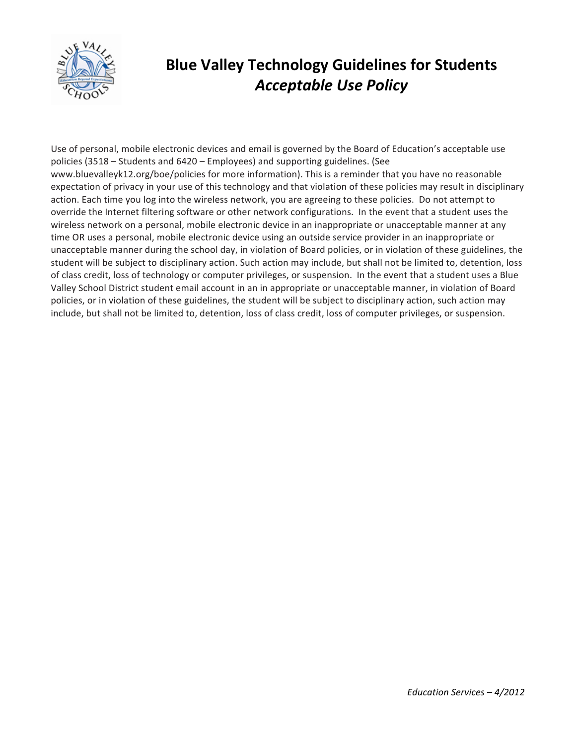# Blue Valley Technology Guidelines for Students
## *Acceptable Use Policy*

Use of personal, mobile electronic devices and email is governed by the Board of Education's acceptable use policies (3518 – Students and 6420 – Employees) and supporting guidelines. (See www.bluevalleyk12.org/boe/policies for more information). This is a reminder that you have no reasonable expectation of privacy in your use of this technology and that violation of these policies may result in disciplinary action. Each time you log into the wireless network, you are agreeing to these policies. Do not attempt to override the Internet filtering software or other network configurations. In the event that a student uses the wireless network on a personal, mobile electronic device in an inappropriate or unacceptable manner at any time OR uses a personal, mobile electronic device using an outside service provider in an inappropriate or unacceptable manner during the school day, in violation of Board policies, or in violation of these guidelines, the student will be subject to disciplinary action. Such action may include, but shall not be limited to, detention, loss of class credit, loss of technology or computer privileges, or suspension. In the event that a student uses a Blue Valley School District student email account in an in appropriate or unacceptable manner, in violation of Board policies, or in violation of these guidelines, the student will be subject to disciplinary action, such action may include, but shall not be limited to, detention, loss of class credit, loss of computer privileges, or suspension.

*Education Services – 4/2012*